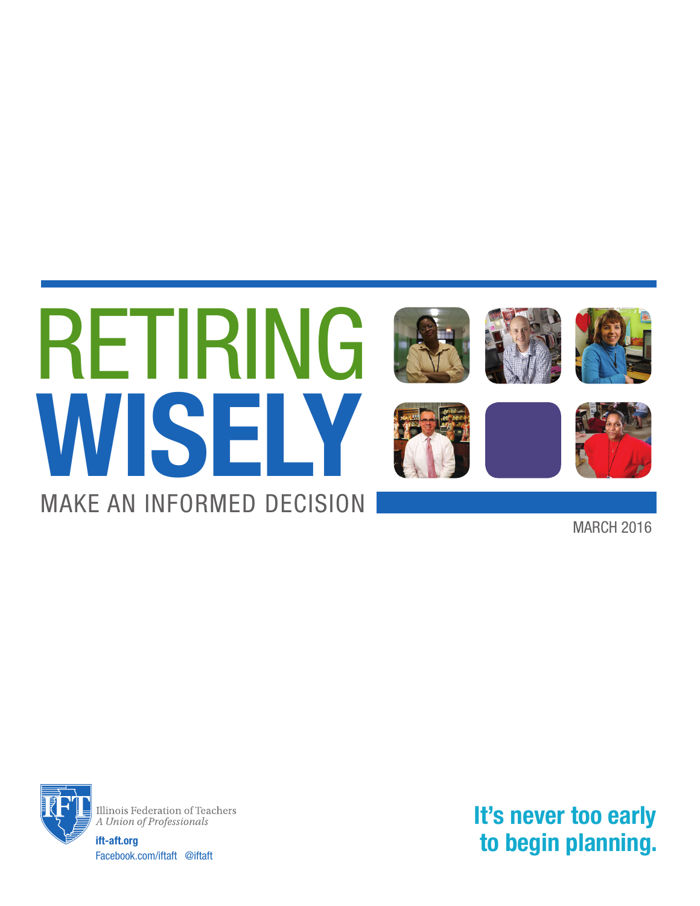# RETIRING WISELY

## MAKE AN INFORMED DECISION

MARCH 2016

Illinois Federation of Teachers
*A Union of Professionals*

**ift-aft.org**
Facebook.com/iftaft @iftaft

**It's never too early to begin planning.**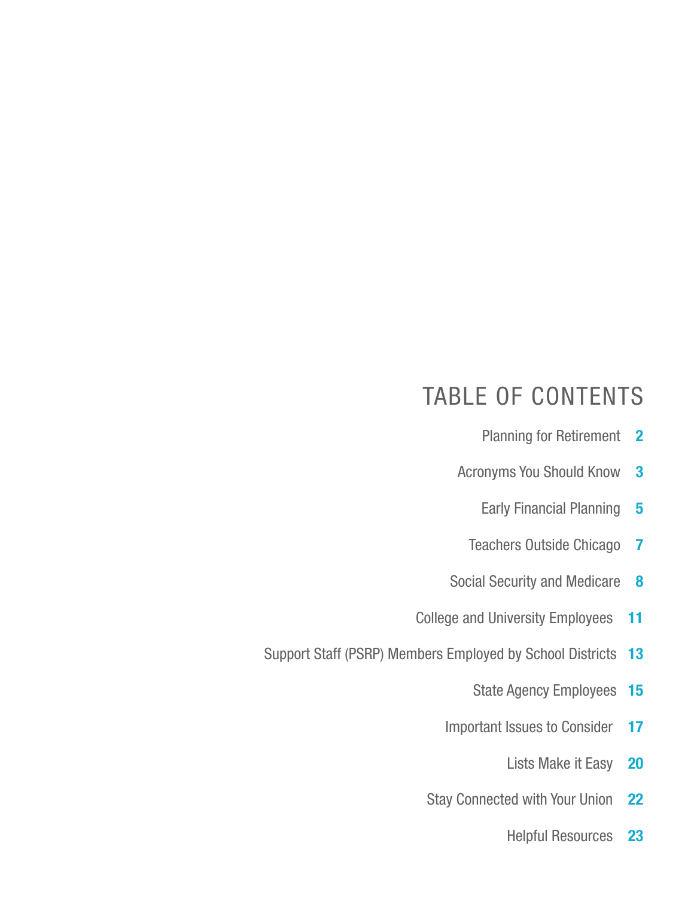# TABLE OF CONTENTS

| | |
|---|---|
| Planning for Retirement | 2 |
| Acronyms You Should Know | 3 |
| Early Financial Planning | 5 |
| Teachers Outside Chicago | 7 |
| Social Security and Medicare | 8 |
| College and University Employees | 11 |
| Support Staff (PSRP) Members Employed by School Districts | 13 |
| State Agency Employees | 15 |
| Important Issues to Consider | 17 |
| Lists Make it Easy | 20 |
| Stay Connected with Your Union | 22 |
| Helpful Resources | 23 |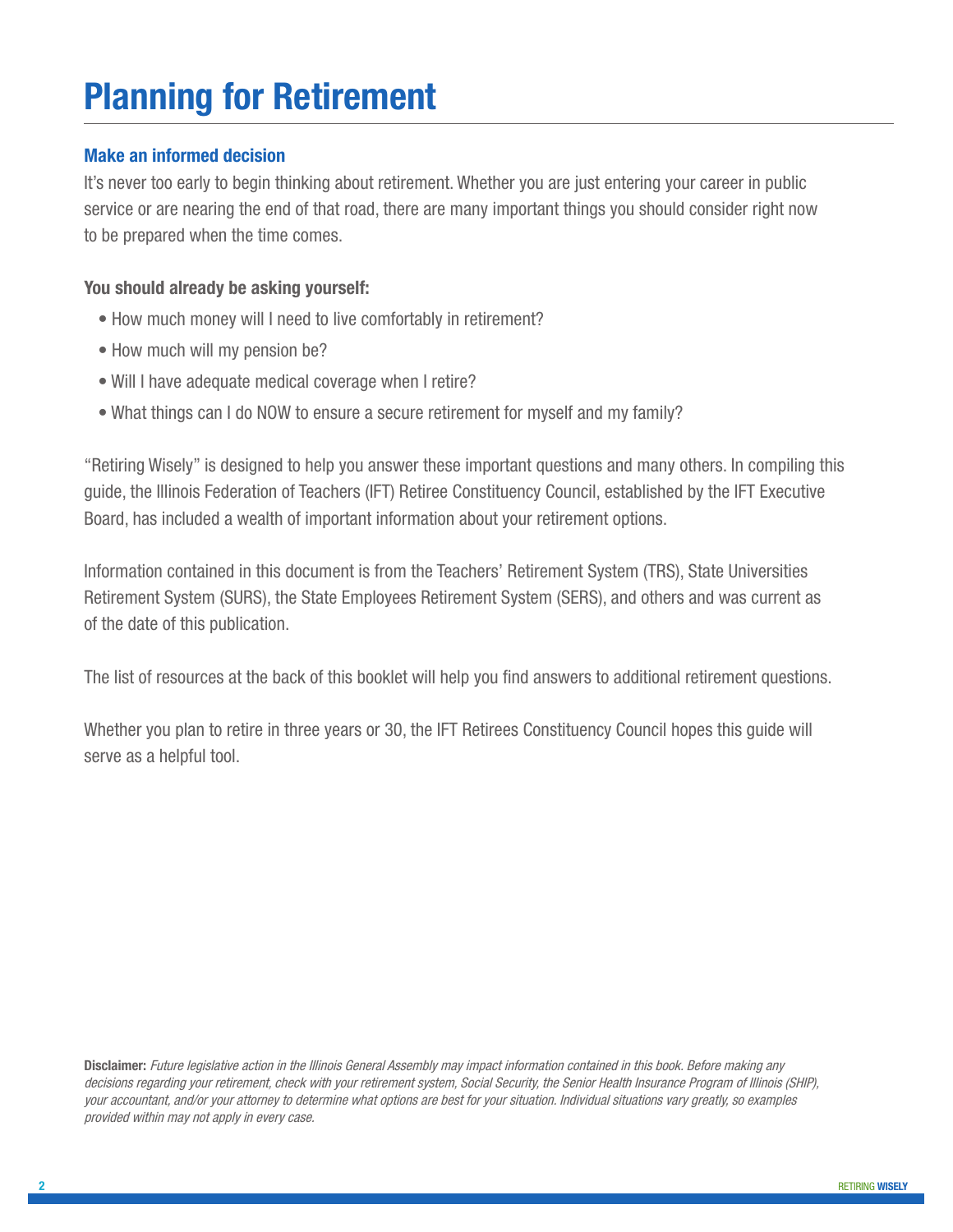# Planning for Retirement

### Make an informed decision

It's never too early to begin thinking about retirement. Whether you are just entering your career in public service or are nearing the end of that road, there are many important things you should consider right now to be prepared when the time comes.

**You should already be asking yourself:**

- How much money will I need to live comfortably in retirement?
- How much will my pension be?
- Will I have adequate medical coverage when I retire?
- What things can I do NOW to ensure a secure retirement for myself and my family?

"Retiring Wisely" is designed to help you answer these important questions and many others. In compiling this guide, the Illinois Federation of Teachers (IFT) Retiree Constituency Council, established by the IFT Executive Board, has included a wealth of important information about your retirement options.

Information contained in this document is from the Teachers' Retirement System (TRS), State Universities Retirement System (SURS), the State Employees Retirement System (SERS), and others and was current as of the date of this publication.

The list of resources at the back of this booklet will help you find answers to additional retirement questions.

Whether you plan to retire in three years or 30, the IFT Retirees Constituency Council hopes this guide will serve as a helpful tool.

**Disclaimer:** *Future legislative action in the Illinois General Assembly may impact information contained in this book. Before making any decisions regarding your retirement, check with your retirement system, Social Security, the Senior Health Insurance Program of Illinois (SHIP), your accountant, and/or your attorney to determine what options are best for your situation. Individual situations vary greatly, so examples provided within may not apply in every case.*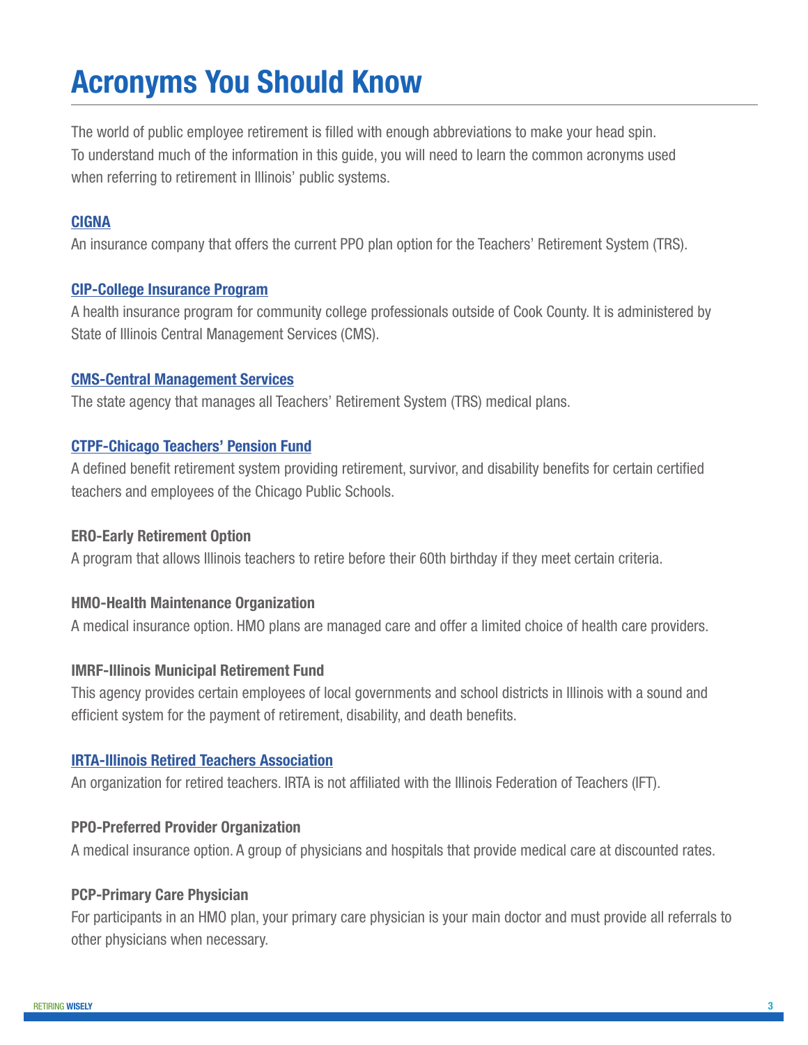# Acronyms You Should Know

The world of public employee retirement is filled with enough abbreviations to make your head spin. To understand much of the information in this guide, you will need to learn the common acronyms used when referring to retirement in Illinois' public systems.

**CIGNA**

An insurance company that offers the current PPO plan option for the Teachers' Retirement System (TRS).

**CIP-College Insurance Program**

A health insurance program for community college professionals outside of Cook County. It is administered by State of Illinois Central Management Services (CMS).

**CMS-Central Management Services**

The state agency that manages all Teachers' Retirement System (TRS) medical plans.

**CTPF-Chicago Teachers' Pension Fund**

A defined benefit retirement system providing retirement, survivor, and disability benefits for certain certified teachers and employees of the Chicago Public Schools.

**ERO-Early Retirement Option**

A program that allows Illinois teachers to retire before their 60th birthday if they meet certain criteria.

**HMO-Health Maintenance Organization**

A medical insurance option. HMO plans are managed care and offer a limited choice of health care providers.

**IMRF-Illinois Municipal Retirement Fund**

This agency provides certain employees of local governments and school districts in Illinois with a sound and efficient system for the payment of retirement, disability, and death benefits.

**IRTA-Illinois Retired Teachers Association**

An organization for retired teachers. IRTA is not affiliated with the Illinois Federation of Teachers (IFT).

**PPO-Preferred Provider Organization**

A medical insurance option. A group of physicians and hospitals that provide medical care at discounted rates.

**PCP-Primary Care Physician**

For participants in an HMO plan, your primary care physician is your main doctor and must provide all referrals to other physicians when necessary.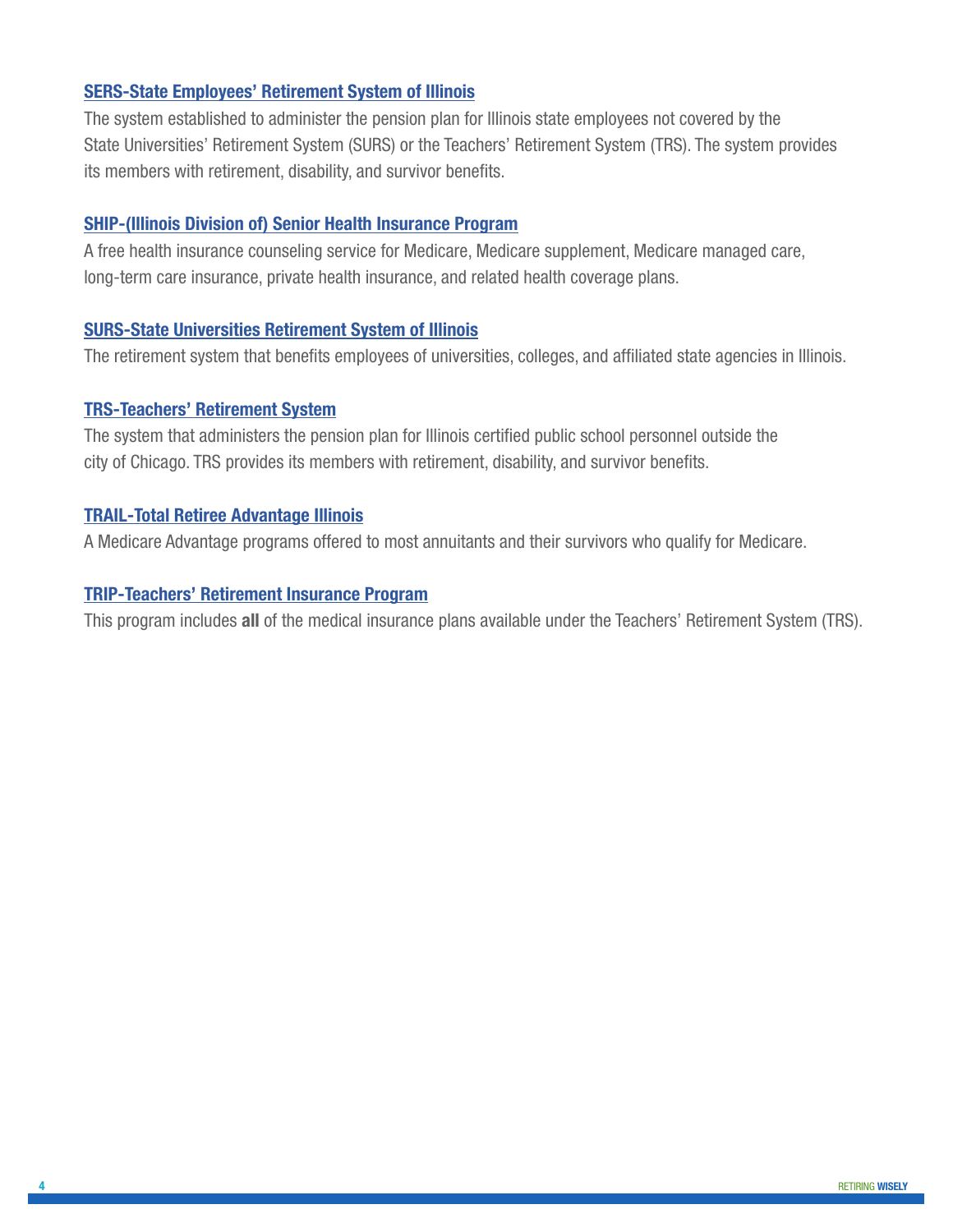**SERS-State Employees' Retirement System of Illinois**

The system established to administer the pension plan for Illinois state employees not covered by the State Universities' Retirement System (SURS) or the Teachers' Retirement System (TRS). The system provides its members with retirement, disability, and survivor benefits.

**SHIP-(Illinois Division of) Senior Health Insurance Program**

A free health insurance counseling service for Medicare, Medicare supplement, Medicare managed care, long-term care insurance, private health insurance, and related health coverage plans.

**SURS-State Universities Retirement System of Illinois**

The retirement system that benefits employees of universities, colleges, and affiliated state agencies in Illinois.

**TRS-Teachers' Retirement System**

The system that administers the pension plan for Illinois certified public school personnel outside the city of Chicago. TRS provides its members with retirement, disability, and survivor benefits.

**TRAIL-Total Retiree Advantage Illinois**

A Medicare Advantage programs offered to most annuitants and their survivors who qualify for Medicare.

**TRIP-Teachers' Retirement Insurance Program**

This program includes **all** of the medical insurance plans available under the Teachers' Retirement System (TRS).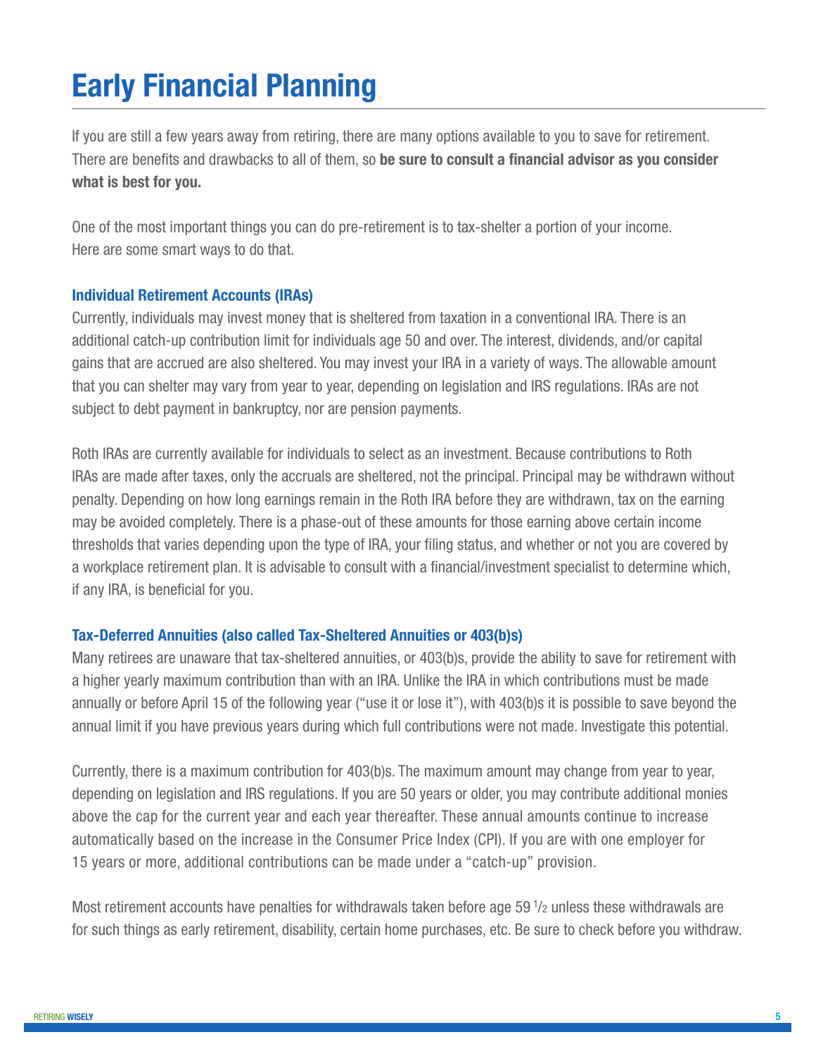# Early Financial Planning

If you are still a few years away from retiring, there are many options available to you to save for retirement. There are benefits and drawbacks to all of them, so **be sure to consult a financial advisor as you consider what is best for you.**

One of the most important things you can do pre-retirement is to tax-shelter a portion of your income. Here are some smart ways to do that.

### Individual Retirement Accounts (IRAs)

Currently, individuals may invest money that is sheltered from taxation in a conventional IRA. There is an additional catch-up contribution limit for individuals age 50 and over. The interest, dividends, and/or capital gains that are accrued are also sheltered. You may invest your IRA in a variety of ways. The allowable amount that you can shelter may vary from year to year, depending on legislation and IRS regulations. IRAs are not subject to debt payment in bankruptcy, nor are pension payments.

Roth IRAs are currently available for individuals to select as an investment. Because contributions to Roth IRAs are made after taxes, only the accruals are sheltered, not the principal. Principal may be withdrawn without penalty. Depending on how long earnings remain in the Roth IRA before they are withdrawn, tax on the earning may be avoided completely. There is a phase-out of these amounts for those earning above certain income thresholds that varies depending upon the type of IRA, your filing status, and whether or not you are covered by a workplace retirement plan. It is advisable to consult with a financial/investment specialist to determine which, if any IRA, is beneficial for you.

### Tax-Deferred Annuities (also called Tax-Sheltered Annuities or 403(b)s)

Many retirees are unaware that tax-sheltered annuities, or 403(b)s, provide the ability to save for retirement with a higher yearly maximum contribution than with an IRA. Unlike the IRA in which contributions must be made annually or before April 15 of the following year ("use it or lose it"), with 403(b)s it is possible to save beyond the annual limit if you have previous years during which full contributions were not made. Investigate this potential.

Currently, there is a maximum contribution for 403(b)s. The maximum amount may change from year to year, depending on legislation and IRS regulations. If you are 50 years or older, you may contribute additional monies above the cap for the current year and each year thereafter. These annual amounts continue to increase automatically based on the increase in the Consumer Price Index (CPI). If you are with one employer for 15 years or more, additional contributions can be made under a "catch-up" provision.

Most retirement accounts have penalties for withdrawals taken before age 59 ½ unless these withdrawals are for such things as early retirement, disability, certain home purchases, etc. Be sure to check before you withdraw.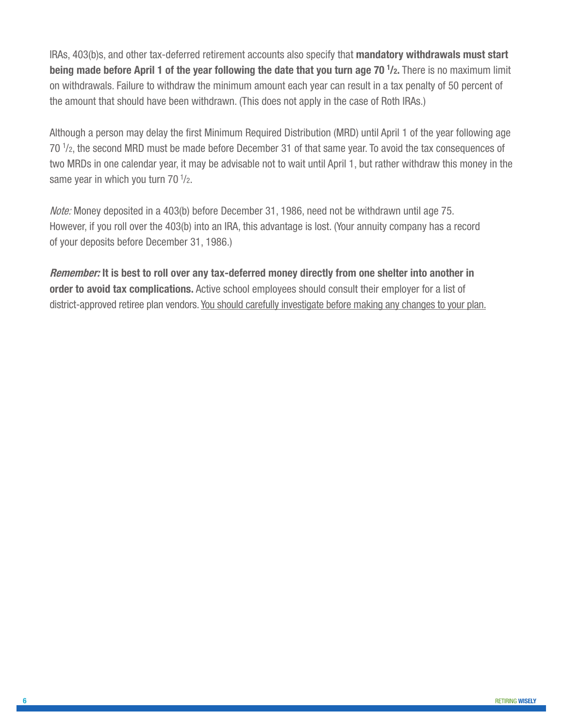IRAs, 403(b)s, and other tax-deferred retirement accounts also specify that **mandatory withdrawals must start being made before April 1 of the year following the date that you turn age 70 1/2.** There is no maximum limit on withdrawals. Failure to withdraw the minimum amount each year can result in a tax penalty of 50 percent of the amount that should have been withdrawn. (This does not apply in the case of Roth IRAs.)

Although a person may delay the first Minimum Required Distribution (MRD) until April 1 of the year following age 70 1/2, the second MRD must be made before December 31 of that same year. To avoid the tax consequences of two MRDs in one calendar year, it may be advisable not to wait until April 1, but rather withdraw this money in the same year in which you turn 70 1/2.

*Note:* Money deposited in a 403(b) before December 31, 1986, need not be withdrawn until age 75. However, if you roll over the 403(b) into an IRA, this advantage is lost. (Your annuity company has a record of your deposits before December 31, 1986.)

***Remember:*** **It is best to roll over any tax-deferred money directly from one shelter into another in order to avoid tax complications.** Active school employees should consult their employer for a list of district-approved retiree plan vendors. <u>You should carefully investigate before making any changes to your plan.</u>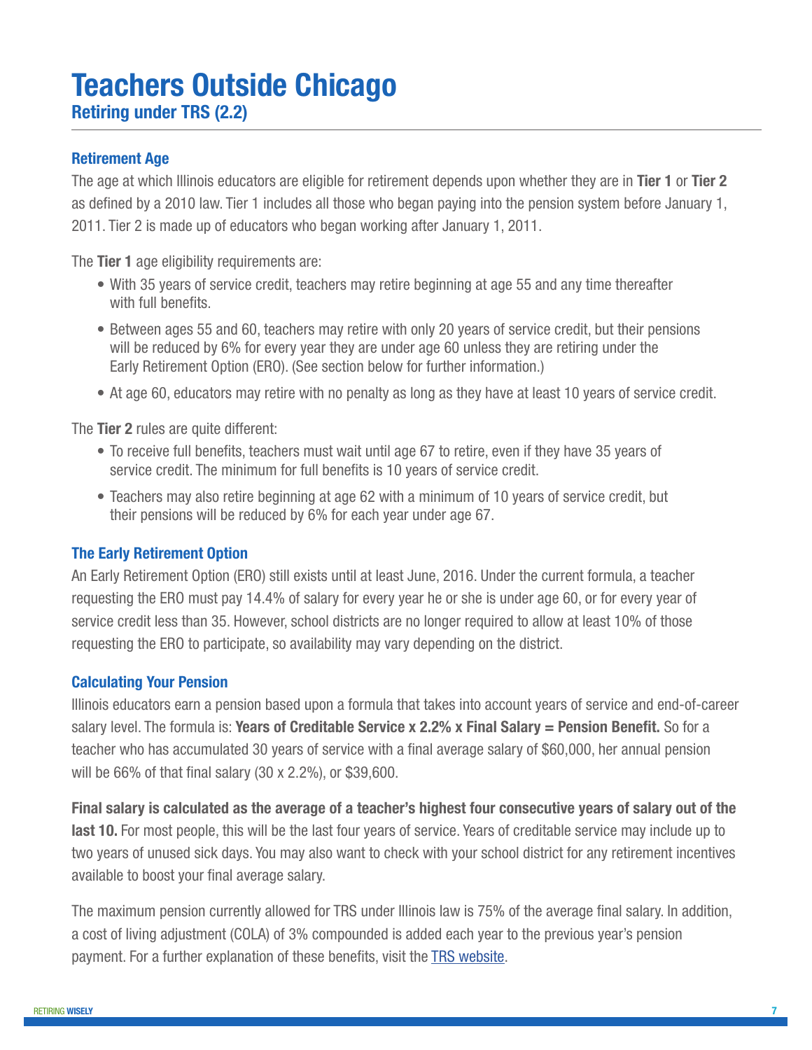# Teachers Outside Chicago

## Retiring under TRS (2.2)

### Retirement Age

The age at which Illinois educators are eligible for retirement depends upon whether they are in **Tier 1** or **Tier 2** as defined by a 2010 law. Tier 1 includes all those who began paying into the pension system before January 1, 2011. Tier 2 is made up of educators who began working after January 1, 2011.

The **Tier 1** age eligibility requirements are:

- With 35 years of service credit, teachers may retire beginning at age 55 and any time thereafter with full benefits.
- Between ages 55 and 60, teachers may retire with only 20 years of service credit, but their pensions will be reduced by 6% for every year they are under age 60 unless they are retiring under the Early Retirement Option (ERO). (See section below for further information.)
- At age 60, educators may retire with no penalty as long as they have at least 10 years of service credit.

The **Tier 2** rules are quite different:

- To receive full benefits, teachers must wait until age 67 to retire, even if they have 35 years of service credit. The minimum for full benefits is 10 years of service credit.
- Teachers may also retire beginning at age 62 with a minimum of 10 years of service credit, but their pensions will be reduced by 6% for each year under age 67.

### The Early Retirement Option

An Early Retirement Option (ERO) still exists until at least June, 2016. Under the current formula, a teacher requesting the ERO must pay 14.4% of salary for every year he or she is under age 60, or for every year of service credit less than 35. However, school districts are no longer required to allow at least 10% of those requesting the ERO to participate, so availability may vary depending on the district.

### Calculating Your Pension

Illinois educators earn a pension based upon a formula that takes into account years of service and end-of-career salary level. The formula is: **Years of Creditable Service x 2.2% x Final Salary = Pension Benefit.** So for a teacher who has accumulated 30 years of service with a final average salary of $60,000, her annual pension will be 66% of that final salary (30 x 2.2%), or $39,600.

**Final salary is calculated as the average of a teacher's highest four consecutive years of salary out of the last 10.** For most people, this will be the last four years of service. Years of creditable service may include up to two years of unused sick days. You may also want to check with your school district for any retirement incentives available to boost your final average salary.

The maximum pension currently allowed for TRS under Illinois law is 75% of the average final salary. In addition, a cost of living adjustment (COLA) of 3% compounded is added each year to the previous year's pension payment. For a further explanation of these benefits, visit the TRS website.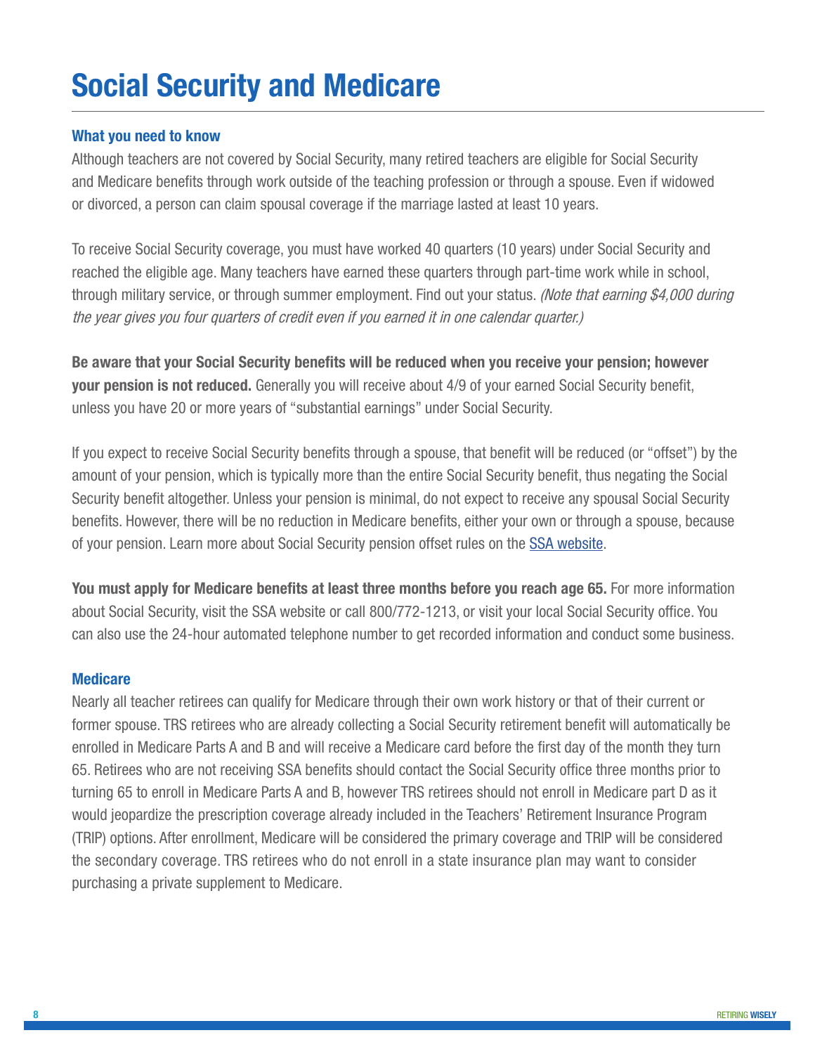# Social Security and Medicare

### What you need to know

Although teachers are not covered by Social Security, many retired teachers are eligible for Social Security and Medicare benefits through work outside of the teaching profession or through a spouse. Even if widowed or divorced, a person can claim spousal coverage if the marriage lasted at least 10 years.

To receive Social Security coverage, you must have worked 40 quarters (10 years) under Social Security and reached the eligible age. Many teachers have earned these quarters through part-time work while in school, through military service, or through summer employment. Find out your status. *(Note that earning $4,000 during the year gives you four quarters of credit even if you earned it in one calendar quarter.)*

**Be aware that your Social Security benefits will be reduced when you receive your pension; however your pension is not reduced.** Generally you will receive about 4/9 of your earned Social Security benefit, unless you have 20 or more years of "substantial earnings" under Social Security.

If you expect to receive Social Security benefits through a spouse, that benefit will be reduced (or "offset") by the amount of your pension, which is typically more than the entire Social Security benefit, thus negating the Social Security benefit altogether. Unless your pension is minimal, do not expect to receive any spousal Social Security benefits. However, there will be no reduction in Medicare benefits, either your own or through a spouse, because of your pension. Learn more about Social Security pension offset rules on the SSA website.

**You must apply for Medicare benefits at least three months before you reach age 65.** For more information about Social Security, visit the SSA website or call 800/772-1213, or visit your local Social Security office. You can also use the 24-hour automated telephone number to get recorded information and conduct some business.

### Medicare

Nearly all teacher retirees can qualify for Medicare through their own work history or that of their current or former spouse. TRS retirees who are already collecting a Social Security retirement benefit will automatically be enrolled in Medicare Parts A and B and will receive a Medicare card before the first day of the month they turn 65. Retirees who are not receiving SSA benefits should contact the Social Security office three months prior to turning 65 to enroll in Medicare Parts A and B, however TRS retirees should not enroll in Medicare part D as it would jeopardize the prescription coverage already included in the Teachers' Retirement Insurance Program (TRIP) options. After enrollment, Medicare will be considered the primary coverage and TRIP will be considered the secondary coverage. TRS retirees who do not enroll in a state insurance plan may want to consider purchasing a private supplement to Medicare.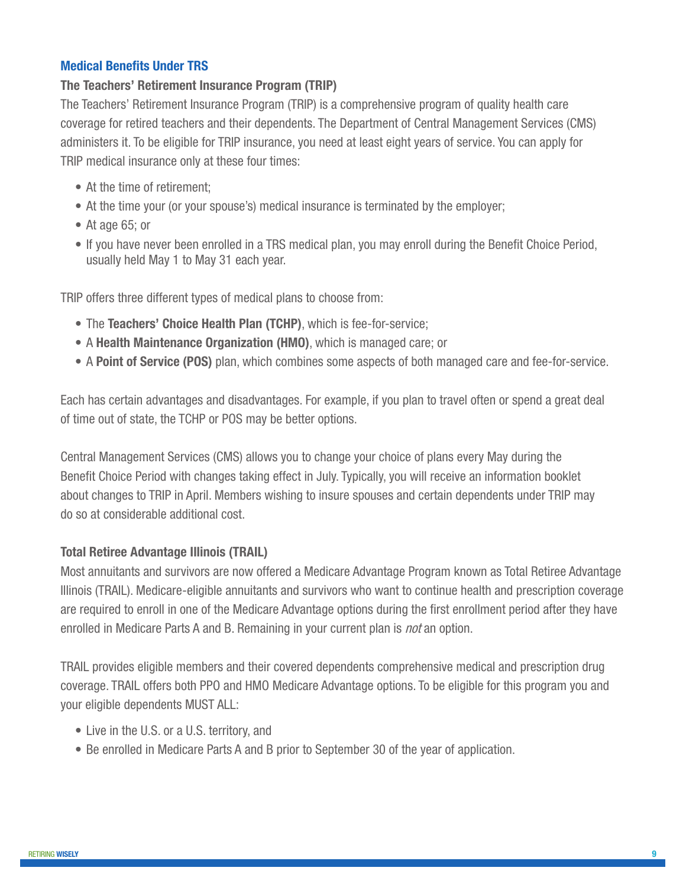## Medical Benefits Under TRS

### The Teachers' Retirement Insurance Program (TRIP)

The Teachers' Retirement Insurance Program (TRIP) is a comprehensive program of quality health care coverage for retired teachers and their dependents. The Department of Central Management Services (CMS) administers it. To be eligible for TRIP insurance, you need at least eight years of service. You can apply for TRIP medical insurance only at these four times:

- At the time of retirement;
- At the time your (or your spouse's) medical insurance is terminated by the employer;
- At age 65; or
- If you have never been enrolled in a TRS medical plan, you may enroll during the Benefit Choice Period, usually held May 1 to May 31 each year.

TRIP offers three different types of medical plans to choose from:

- The **Teachers' Choice Health Plan (TCHP)**, which is fee-for-service;
- A **Health Maintenance Organization (HMO)**, which is managed care; or
- A **Point of Service (POS)** plan, which combines some aspects of both managed care and fee-for-service.

Each has certain advantages and disadvantages. For example, if you plan to travel often or spend a great deal of time out of state, the TCHP or POS may be better options.

Central Management Services (CMS) allows you to change your choice of plans every May during the Benefit Choice Period with changes taking effect in July. Typically, you will receive an information booklet about changes to TRIP in April. Members wishing to insure spouses and certain dependents under TRIP may do so at considerable additional cost.

### Total Retiree Advantage Illinois (TRAIL)

Most annuitants and survivors are now offered a Medicare Advantage Program known as Total Retiree Advantage Illinois (TRAIL). Medicare-eligible annuitants and survivors who want to continue health and prescription coverage are required to enroll in one of the Medicare Advantage options during the first enrollment period after they have enrolled in Medicare Parts A and B. Remaining in your current plan is *not* an option.

TRAIL provides eligible members and their covered dependents comprehensive medical and prescription drug coverage. TRAIL offers both PPO and HMO Medicare Advantage options. To be eligible for this program you and your eligible dependents MUST ALL:

- Live in the U.S. or a U.S. territory, and
- Be enrolled in Medicare Parts A and B prior to September 30 of the year of application.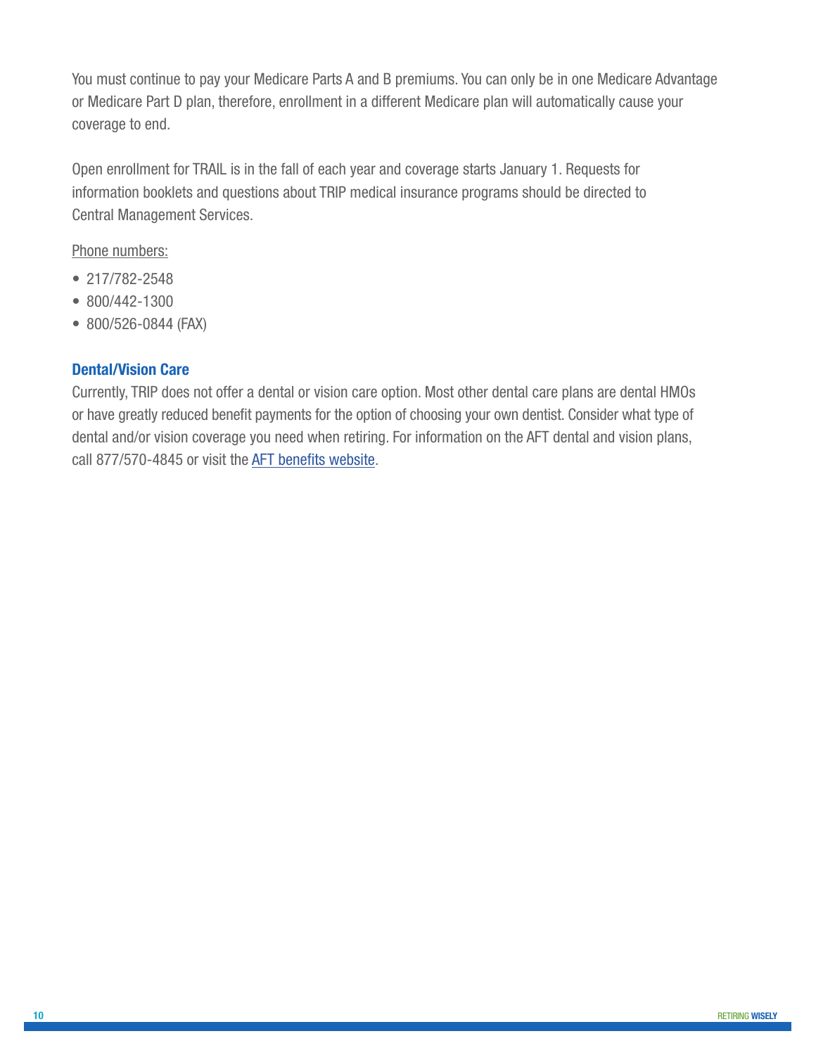You must continue to pay your Medicare Parts A and B premiums. You can only be in one Medicare Advantage or Medicare Part D plan, therefore, enrollment in a different Medicare plan will automatically cause your coverage to end.

Open enrollment for TRAIL is in the fall of each year and coverage starts January 1. Requests for information booklets and questions about TRIP medical insurance programs should be directed to Central Management Services.

Phone numbers:

- 217/782-2548
- 800/442-1300
- 800/526-0844 (FAX)

### Dental/Vision Care

Currently, TRIP does not offer a dental or vision care option. Most other dental care plans are dental HMOs or have greatly reduced benefit payments for the option of choosing your own dentist. Consider what type of dental and/or vision coverage you need when retiring. For information on the AFT dental and vision plans, call 877/570-4845 or visit the AFT benefits website.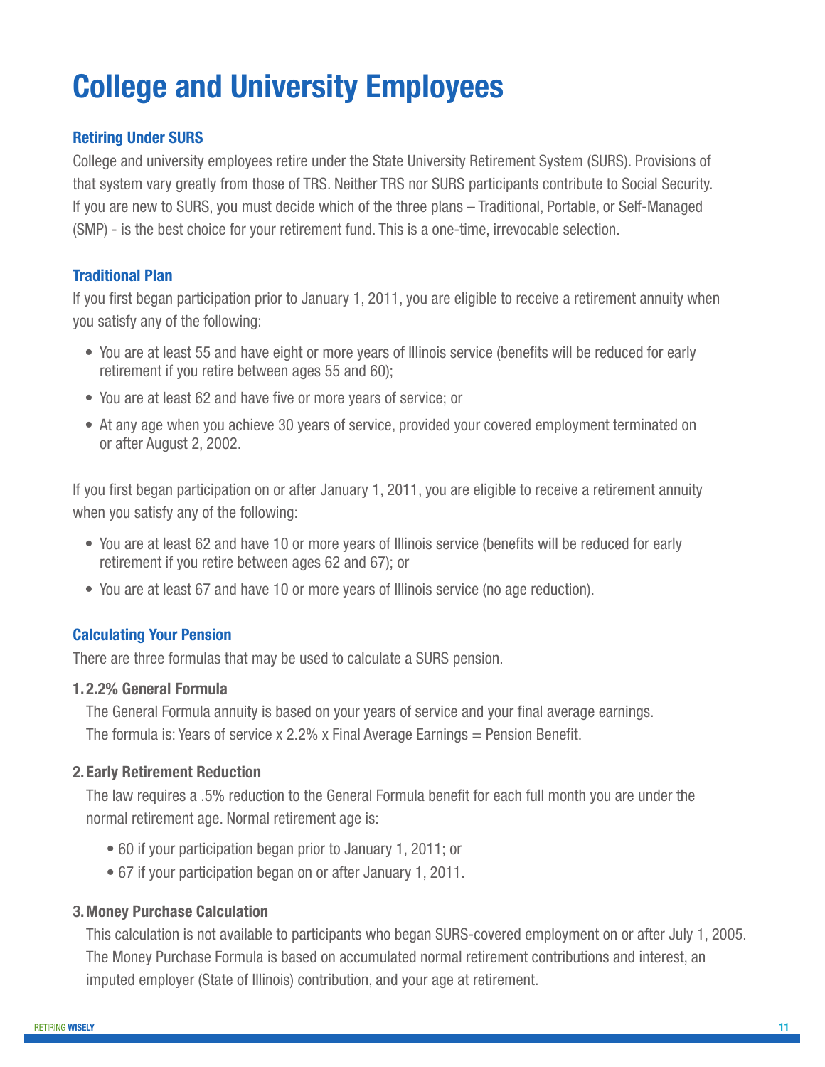# College and University Employees

### Retiring Under SURS

College and university employees retire under the State University Retirement System (SURS). Provisions of that system vary greatly from those of TRS. Neither TRS nor SURS participants contribute to Social Security. If you are new to SURS, you must decide which of the three plans – Traditional, Portable, or Self-Managed (SMP) - is the best choice for your retirement fund. This is a one-time, irrevocable selection.

### Traditional Plan

If you first began participation prior to January 1, 2011, you are eligible to receive a retirement annuity when you satisfy any of the following:

- You are at least 55 and have eight or more years of Illinois service (benefits will be reduced for early retirement if you retire between ages 55 and 60);
- You are at least 62 and have five or more years of service; or
- At any age when you achieve 30 years of service, provided your covered employment terminated on or after August 2, 2002.

If you first began participation on or after January 1, 2011, you are eligible to receive a retirement annuity when you satisfy any of the following:

- You are at least 62 and have 10 or more years of Illinois service (benefits will be reduced for early retirement if you retire between ages 62 and 67); or
- You are at least 67 and have 10 or more years of Illinois service (no age reduction).

### Calculating Your Pension

There are three formulas that may be used to calculate a SURS pension.

**1. 2.2% General Formula**

The General Formula annuity is based on your years of service and your final average earnings. The formula is: Years of service x 2.2% x Final Average Earnings = Pension Benefit.

**2. Early Retirement Reduction**

The law requires a .5% reduction to the General Formula benefit for each full month you are under the normal retirement age. Normal retirement age is:

- 60 if your participation began prior to January 1, 2011; or
- 67 if your participation began on or after January 1, 2011.

**3. Money Purchase Calculation**

This calculation is not available to participants who began SURS-covered employment on or after July 1, 2005. The Money Purchase Formula is based on accumulated normal retirement contributions and interest, an imputed employer (State of Illinois) contribution, and your age at retirement.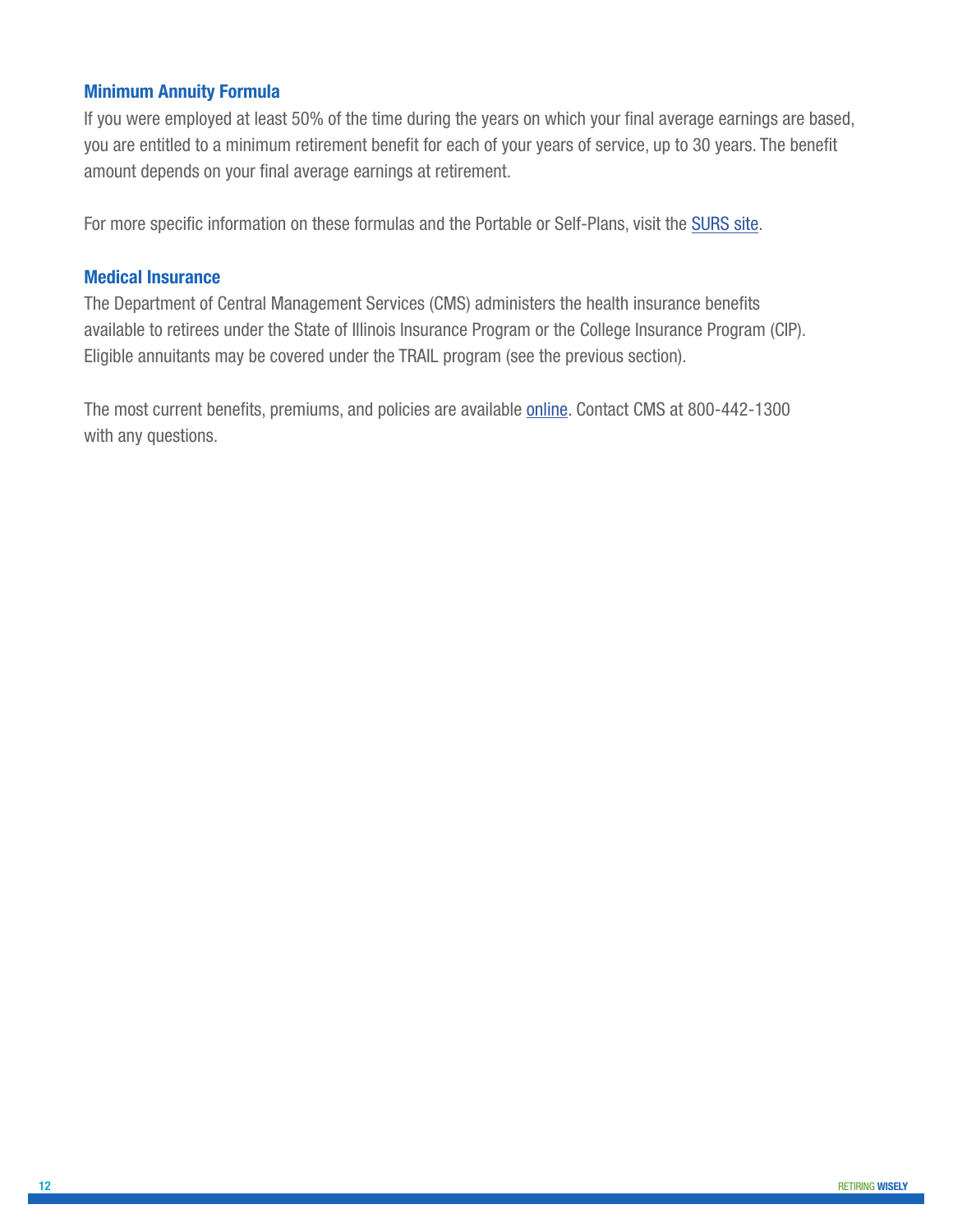### Minimum Annuity Formula

If you were employed at least 50% of the time during the years on which your final average earnings are based, you are entitled to a minimum retirement benefit for each of your years of service, up to 30 years. The benefit amount depends on your final average earnings at retirement.

For more specific information on these formulas and the Portable or Self-Plans, visit the SURS site.

### Medical Insurance

The Department of Central Management Services (CMS) administers the health insurance benefits available to retirees under the State of Illinois Insurance Program or the College Insurance Program (CIP). Eligible annuitants may be covered under the TRAIL program (see the previous section).

The most current benefits, premiums, and policies are available online. Contact CMS at 800-442-1300 with any questions.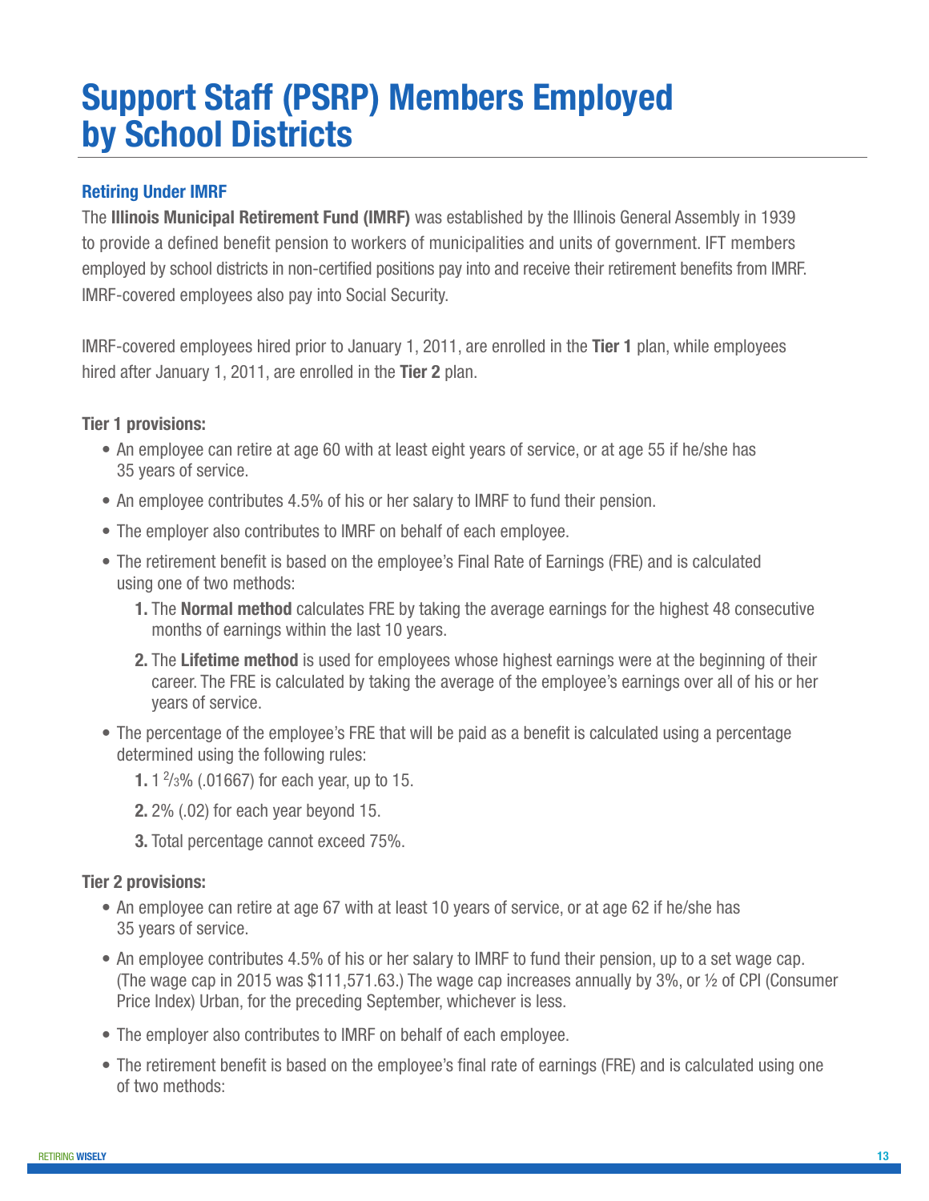# Support Staff (PSRP) Members Employed by School Districts

### Retiring Under IMRF

The **Illinois Municipal Retirement Fund (IMRF)** was established by the Illinois General Assembly in 1939 to provide a defined benefit pension to workers of municipalities and units of government. IFT members employed by school districts in non-certified positions pay into and receive their retirement benefits from IMRF. IMRF-covered employees also pay into Social Security.

IMRF-covered employees hired prior to January 1, 2011, are enrolled in the **Tier 1** plan, while employees hired after January 1, 2011, are enrolled in the **Tier 2** plan.

**Tier 1 provisions:**

- An employee can retire at age 60 with at least eight years of service, or at age 55 if he/she has 35 years of service.
- An employee contributes 4.5% of his or her salary to IMRF to fund their pension.
- The employer also contributes to IMRF on behalf of each employee.
- The retirement benefit is based on the employee's Final Rate of Earnings (FRE) and is calculated using one of two methods:
  1. The **Normal method** calculates FRE by taking the average earnings for the highest 48 consecutive months of earnings within the last 10 years.
  2. The **Lifetime method** is used for employees whose highest earnings were at the beginning of their career. The FRE is calculated by taking the average of the employee's earnings over all of his or her years of service.
- The percentage of the employee's FRE that will be paid as a benefit is calculated using a percentage determined using the following rules:
  1. 1 $^{2}/_{3}$% (.01667) for each year, up to 15.
  2. 2% (.02) for each year beyond 15.
  3. Total percentage cannot exceed 75%.

**Tier 2 provisions:**

- An employee can retire at age 67 with at least 10 years of service, or at age 62 if he/she has 35 years of service.
- An employee contributes 4.5% of his or her salary to IMRF to fund their pension, up to a set wage cap. (The wage cap in 2015 was $111,571.63.) The wage cap increases annually by 3%, or ½ of CPI (Consumer Price Index) Urban, for the preceding September, whichever is less.
- The employer also contributes to IMRF on behalf of each employee.
- The retirement benefit is based on the employee's final rate of earnings (FRE) and is calculated using one of two methods: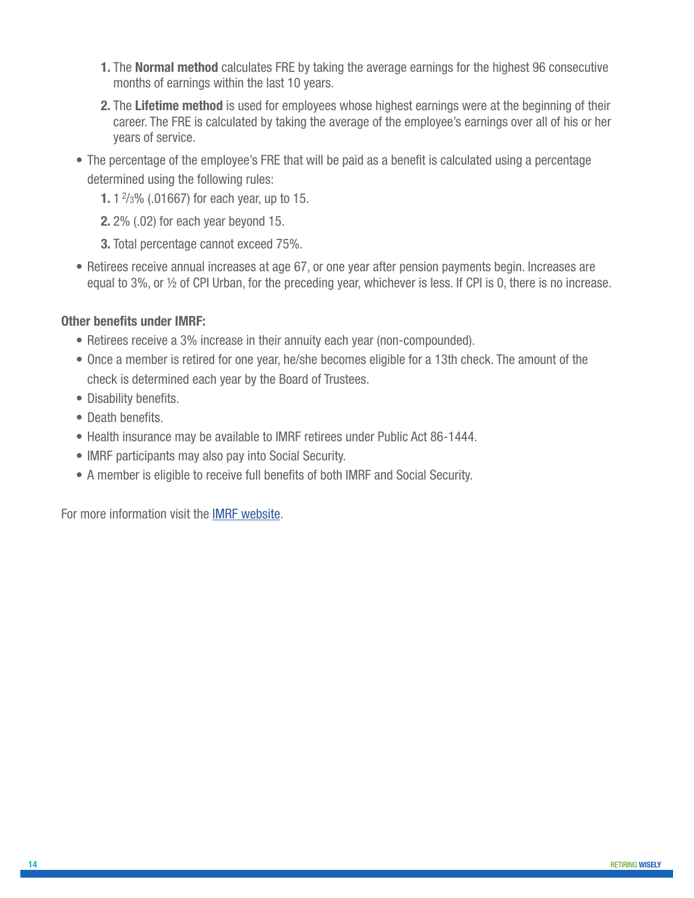1. The **Normal method** calculates FRE by taking the average earnings for the highest 96 consecutive months of earnings within the last 10 years.
2. The **Lifetime method** is used for employees whose highest earnings were at the beginning of their career. The FRE is calculated by taking the average of the employee's earnings over all of his or her years of service.

- The percentage of the employee's FRE that will be paid as a benefit is calculated using a percentage determined using the following rules:
  1. 1 ⅔% (.01667) for each year, up to 15.
  2. 2% (.02) for each year beyond 15.
  3. Total percentage cannot exceed 75%.
- Retirees receive annual increases at age 67, or one year after pension payments begin. Increases are equal to 3%, or ½ of CPI Urban, for the preceding year, whichever is less. If CPI is 0, there is no increase.

**Other benefits under IMRF:**

- Retirees receive a 3% increase in their annuity each year (non-compounded).
- Once a member is retired for one year, he/she becomes eligible for a 13th check. The amount of the check is determined each year by the Board of Trustees.
- Disability benefits.
- Death benefits.
- Health insurance may be available to IMRF retirees under Public Act 86-1444.
- IMRF participants may also pay into Social Security.
- A member is eligible to receive full benefits of both IMRF and Social Security.

For more information visit the IMRF website.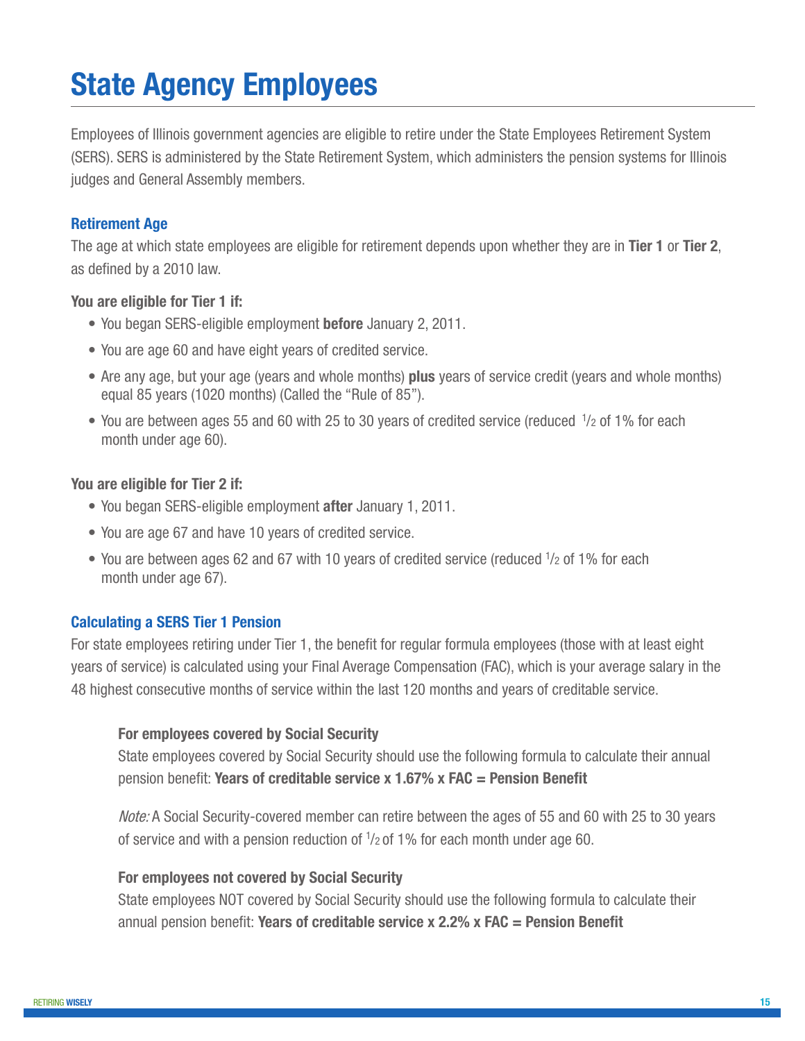# State Agency Employees

Employees of Illinois government agencies are eligible to retire under the State Employees Retirement System (SERS). SERS is administered by the State Retirement System, which administers the pension systems for Illinois judges and General Assembly members.

### Retirement Age

The age at which state employees are eligible for retirement depends upon whether they are in **Tier 1** or **Tier 2**, as defined by a 2010 law.

**You are eligible for Tier 1 if:**

- You began SERS-eligible employment **before** January 2, 2011.
- You are age 60 and have eight years of credited service.
- Are any age, but your age (years and whole months) **plus** years of service credit (years and whole months) equal 85 years (1020 months) (Called the "Rule of 85").
- You are between ages 55 and 60 with 25 to 30 years of credited service (reduced 1/2 of 1% for each month under age 60).

**You are eligible for Tier 2 if:**

- You began SERS-eligible employment **after** January 1, 2011.
- You are age 67 and have 10 years of credited service.
- You are between ages 62 and 67 with 10 years of credited service (reduced 1/2 of 1% for each month under age 67).

### Calculating a SERS Tier 1 Pension

For state employees retiring under Tier 1, the benefit for regular formula employees (those with at least eight years of service) is calculated using your Final Average Compensation (FAC), which is your average salary in the 48 highest consecutive months of service within the last 120 months and years of creditable service.

**For employees covered by Social Security**

State employees covered by Social Security should use the following formula to calculate their annual pension benefit: **Years of creditable service x 1.67% x FAC = Pension Benefit**

*Note:* A Social Security-covered member can retire between the ages of 55 and 60 with 25 to 30 years of service and with a pension reduction of 1/2 of 1% for each month under age 60.

**For employees not covered by Social Security**

State employees NOT covered by Social Security should use the following formula to calculate their annual pension benefit: **Years of creditable service x 2.2% x FAC = Pension Benefit**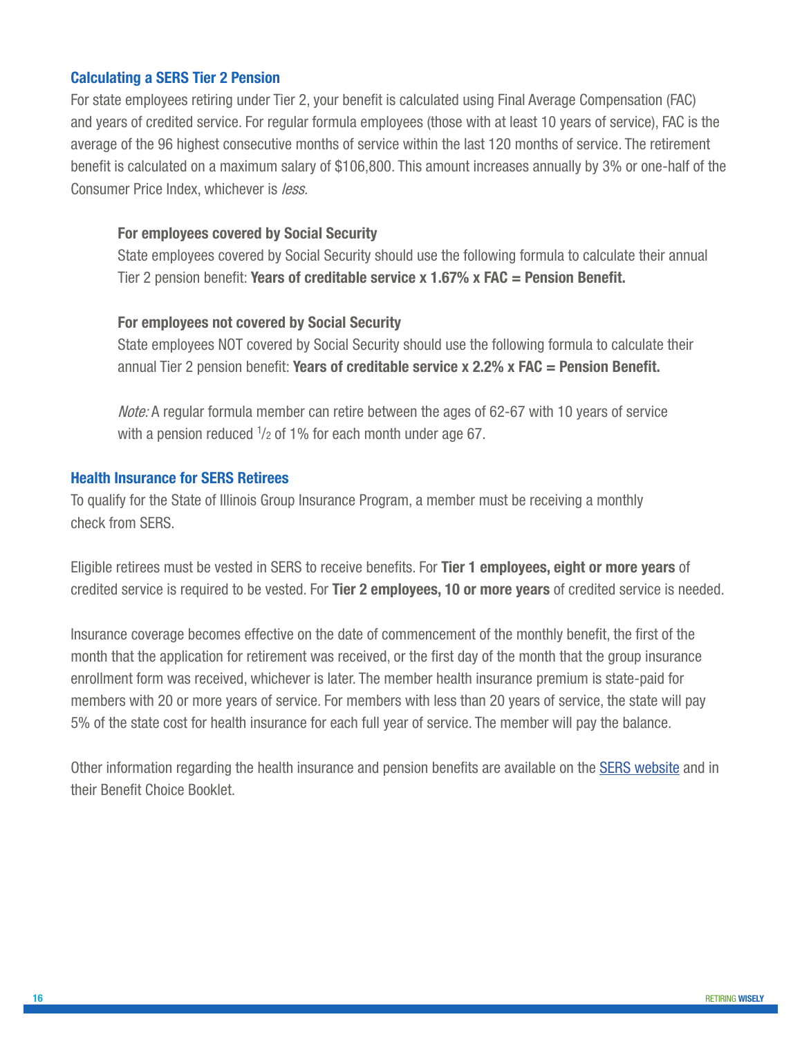## Calculating a SERS Tier 2 Pension

For state employees retiring under Tier 2, your benefit is calculated using Final Average Compensation (FAC) and years of credited service. For regular formula employees (those with at least 10 years of service), FAC is the average of the 96 highest consecutive months of service within the last 120 months of service. The retirement benefit is calculated on a maximum salary of $106,800. This amount increases annually by 3% or one-half of the Consumer Price Index, whichever is *less.*

### For employees covered by Social Security

State employees covered by Social Security should use the following formula to calculate their annual Tier 2 pension benefit: **Years of creditable service x 1.67% x FAC = Pension Benefit.**

### For employees not covered by Social Security

State employees NOT covered by Social Security should use the following formula to calculate their annual Tier 2 pension benefit: **Years of creditable service x 2.2% x FAC = Pension Benefit.**

*Note:* A regular formula member can retire between the ages of 62-67 with 10 years of service with a pension reduced $^{1}/_{2}$ of 1% for each month under age 67.

## Health Insurance for SERS Retirees

To qualify for the State of Illinois Group Insurance Program, a member must be receiving a monthly check from SERS.

Eligible retirees must be vested in SERS to receive benefits. For **Tier 1 employees, eight or more years** of credited service is required to be vested. For **Tier 2 employees, 10 or more years** of credited service is needed.

Insurance coverage becomes effective on the date of commencement of the monthly benefit, the first of the month that the application for retirement was received, or the first day of the month that the group insurance enrollment form was received, whichever is later. The member health insurance premium is state-paid for members with 20 or more years of service. For members with less than 20 years of service, the state will pay 5% of the state cost for health insurance for each full year of service. The member will pay the balance.

Other information regarding the health insurance and pension benefits are available on the SERS website and in their Benefit Choice Booklet.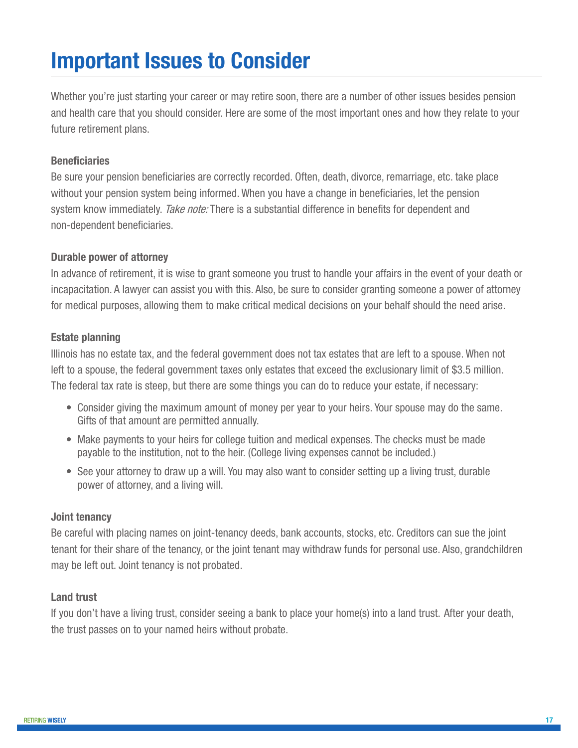# Important Issues to Consider

Whether you're just starting your career or may retire soon, there are a number of other issues besides pension and health care that you should consider. Here are some of the most important ones and how they relate to your future retirement plans.

### Beneficiaries

Be sure your pension beneficiaries are correctly recorded. Often, death, divorce, remarriage, etc. take place without your pension system being informed. When you have a change in beneficiaries, let the pension system know immediately. *Take note:* There is a substantial difference in benefits for dependent and non-dependent beneficiaries.

### Durable power of attorney

In advance of retirement, it is wise to grant someone you trust to handle your affairs in the event of your death or incapacitation. A lawyer can assist you with this. Also, be sure to consider granting someone a power of attorney for medical purposes, allowing them to make critical medical decisions on your behalf should the need arise.

### Estate planning

Illinois has no estate tax, and the federal government does not tax estates that are left to a spouse. When not left to a spouse, the federal government taxes only estates that exceed the exclusionary limit of $3.5 million. The federal tax rate is steep, but there are some things you can do to reduce your estate, if necessary:

- Consider giving the maximum amount of money per year to your heirs. Your spouse may do the same. Gifts of that amount are permitted annually.
- Make payments to your heirs for college tuition and medical expenses. The checks must be made payable to the institution, not to the heir. (College living expenses cannot be included.)
- See your attorney to draw up a will. You may also want to consider setting up a living trust, durable power of attorney, and a living will.

### Joint tenancy

Be careful with placing names on joint-tenancy deeds, bank accounts, stocks, etc. Creditors can sue the joint tenant for their share of the tenancy, or the joint tenant may withdraw funds for personal use. Also, grandchildren may be left out. Joint tenancy is not probated.

### Land trust

If you don't have a living trust, consider seeing a bank to place your home(s) into a land trust. After your death, the trust passes on to your named heirs without probate.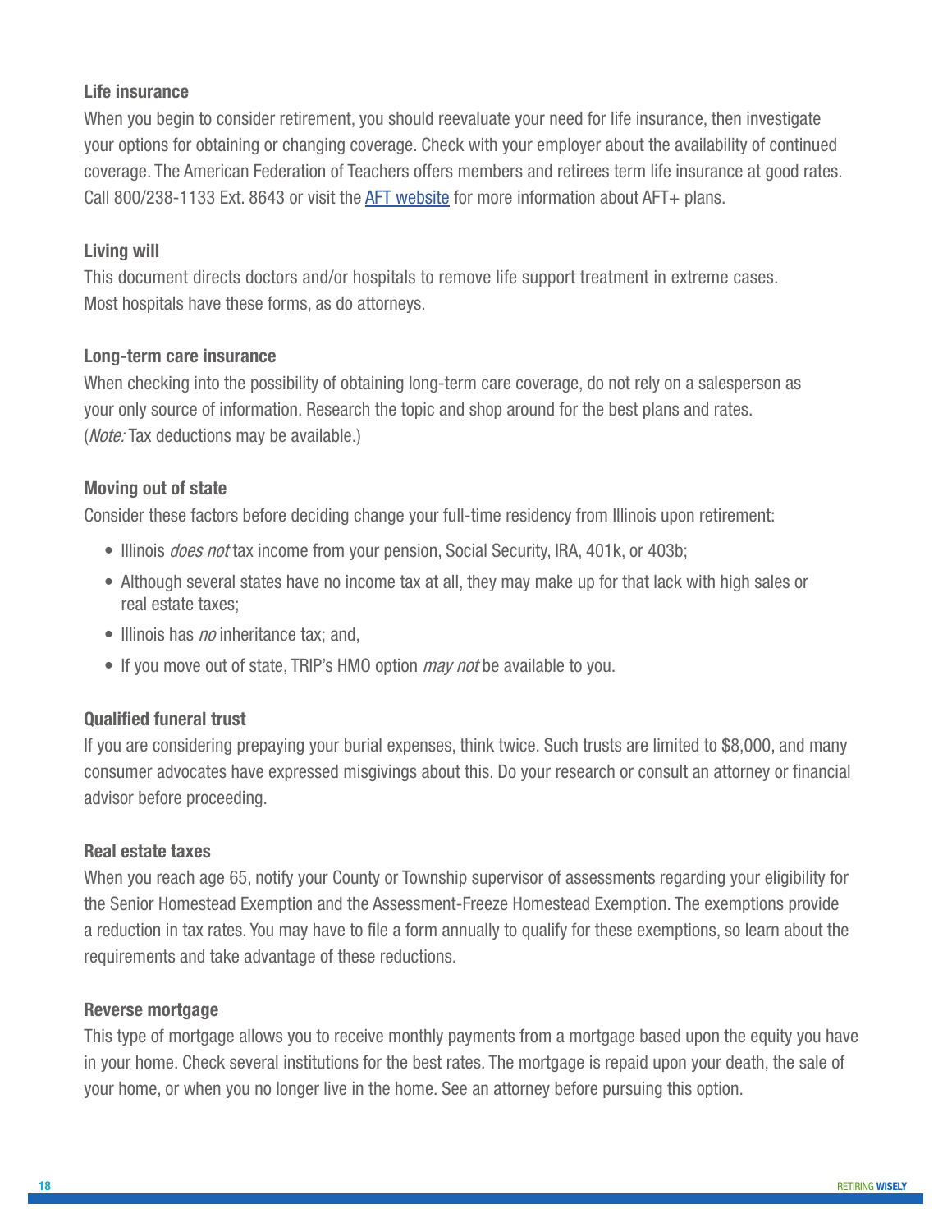### Life insurance

When you begin to consider retirement, you should reevaluate your need for life insurance, then investigate your options for obtaining or changing coverage. Check with your employer about the availability of continued coverage. The American Federation of Teachers offers members and retirees term life insurance at good rates. Call 800/238-1133 Ext. 8643 or visit the [AFT website]() for more information about AFT+ plans.

### Living will

This document directs doctors and/or hospitals to remove life support treatment in extreme cases. Most hospitals have these forms, as do attorneys.

### Long-term care insurance

When checking into the possibility of obtaining long-term care coverage, do not rely on a salesperson as your only source of information. Research the topic and shop around for the best plans and rates. (*Note:* Tax deductions may be available.)

### Moving out of state

Consider these factors before deciding change your full-time residency from Illinois upon retirement:

- Illinois *does not* tax income from your pension, Social Security, IRA, 401k, or 403b;
- Although several states have no income tax at all, they may make up for that lack with high sales or real estate taxes;
- Illinois has *no* inheritance tax; and,
- If you move out of state, TRIP's HMO option *may not* be available to you.

### Qualified funeral trust

If you are considering prepaying your burial expenses, think twice. Such trusts are limited to $8,000, and many consumer advocates have expressed misgivings about this. Do your research or consult an attorney or financial advisor before proceeding.

### Real estate taxes

When you reach age 65, notify your County or Township supervisor of assessments regarding your eligibility for the Senior Homestead Exemption and the Assessment-Freeze Homestead Exemption. The exemptions provide a reduction in tax rates. You may have to file a form annually to qualify for these exemptions, so learn about the requirements and take advantage of these reductions.

### Reverse mortgage

This type of mortgage allows you to receive monthly payments from a mortgage based upon the equity you have in your home. Check several institutions for the best rates. The mortgage is repaid upon your death, the sale of your home, or when you no longer live in the home. See an attorney before pursuing this option.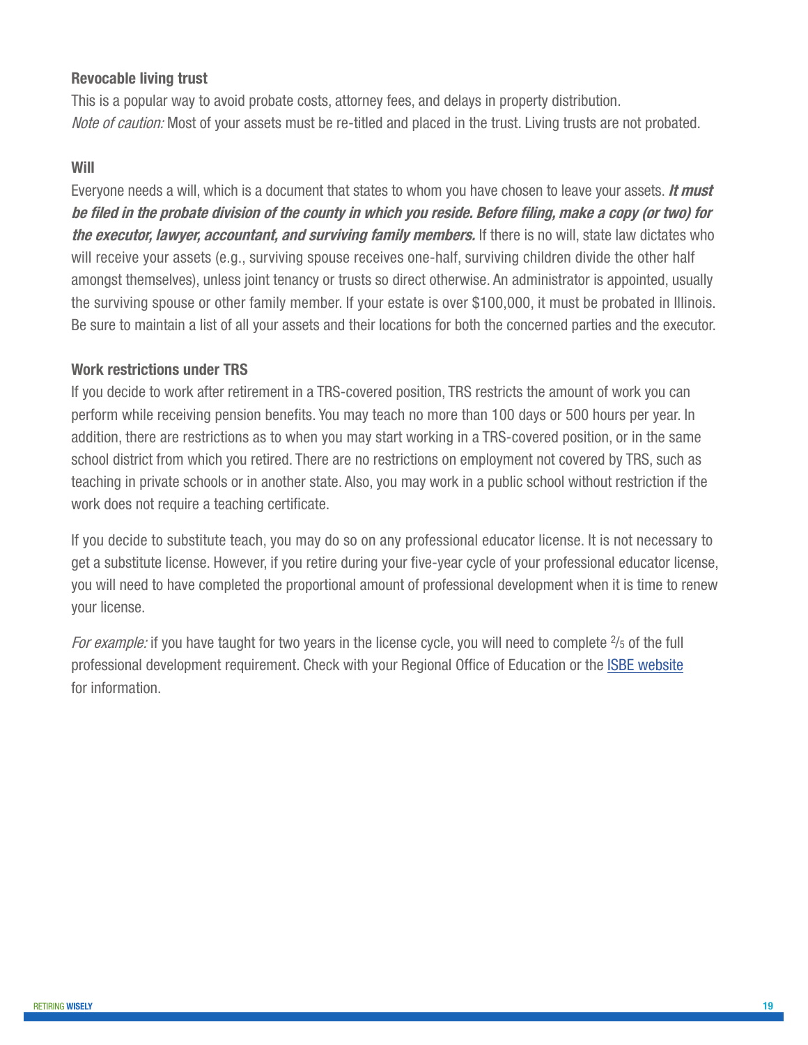### Revocable living trust

This is a popular way to avoid probate costs, attorney fees, and delays in property distribution.
*Note of caution:* Most of your assets must be re-titled and placed in the trust. Living trusts are not probated.

### Will

Everyone needs a will, which is a document that states to whom you have chosen to leave your assets. ***It must be filed in the probate division of the county in which you reside. Before filing, make a copy (or two) for the executor, lawyer, accountant, and surviving family members.*** If there is no will, state law dictates who will receive your assets (e.g., surviving spouse receives one-half, surviving children divide the other half amongst themselves), unless joint tenancy or trusts so direct otherwise. An administrator is appointed, usually the surviving spouse or other family member. If your estate is over $100,000, it must be probated in Illinois. Be sure to maintain a list of all your assets and their locations for both the concerned parties and the executor.

### Work restrictions under TRS

If you decide to work after retirement in a TRS-covered position, TRS restricts the amount of work you can perform while receiving pension benefits. You may teach no more than 100 days or 500 hours per year. In addition, there are restrictions as to when you may start working in a TRS-covered position, or in the same school district from which you retired. There are no restrictions on employment not covered by TRS, such as teaching in private schools or in another state. Also, you may work in a public school without restriction if the work does not require a teaching certificate.

If you decide to substitute teach, you may do so on any professional educator license. It is not necessary to get a substitute license. However, if you retire during your five-year cycle of your professional educator license, you will need to have completed the proportional amount of professional development when it is time to renew your license.

*For example:* if you have taught for two years in the license cycle, you will need to complete 2/5 of the full professional development requirement. Check with your Regional Office of Education or the ISBE website for information.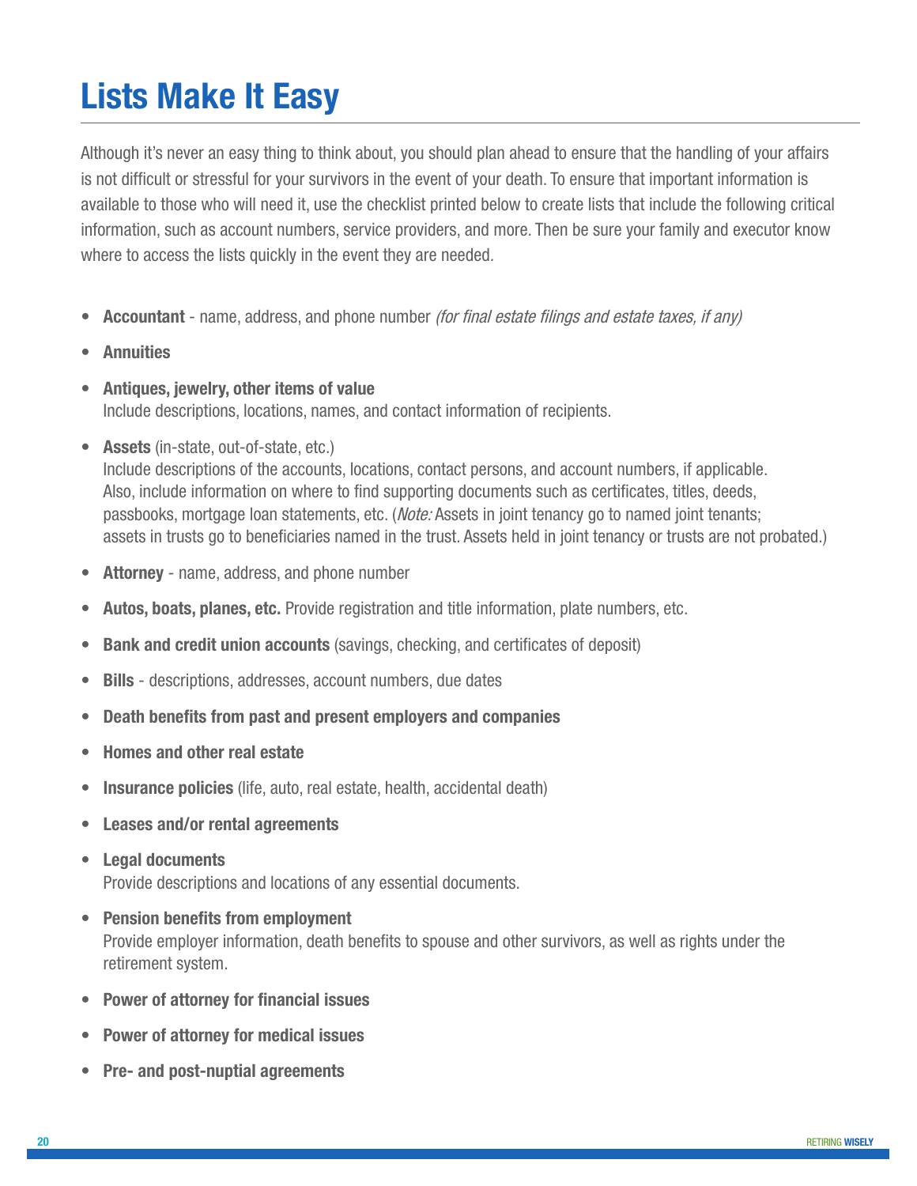# Lists Make It Easy

Although it's never an easy thing to think about, you should plan ahead to ensure that the handling of your affairs is not difficult or stressful for your survivors in the event of your death. To ensure that important information is available to those who will need it, use the checklist printed below to create lists that include the following critical information, such as account numbers, service providers, and more. Then be sure your family and executor know where to access the lists quickly in the event they are needed.

- **Accountant** - name, address, and phone number *(for final estate filings and estate taxes, if any)*
- **Annuities**
- **Antiques, jewelry, other items of value**
  Include descriptions, locations, names, and contact information of recipients.
- **Assets** (in-state, out-of-state, etc.)
  Include descriptions of the accounts, locations, contact persons, and account numbers, if applicable. Also, include information on where to find supporting documents such as certificates, titles, deeds, passbooks, mortgage loan statements, etc. (*Note:* Assets in joint tenancy go to named joint tenants; assets in trusts go to beneficiaries named in the trust. Assets held in joint tenancy or trusts are not probated.)
- **Attorney** - name, address, and phone number
- **Autos, boats, planes, etc.** Provide registration and title information, plate numbers, etc.
- **Bank and credit union accounts** (savings, checking, and certificates of deposit)
- **Bills** - descriptions, addresses, account numbers, due dates
- **Death benefits from past and present employers and companies**
- **Homes and other real estate**
- **Insurance policies** (life, auto, real estate, health, accidental death)
- **Leases and/or rental agreements**
- **Legal documents**
  Provide descriptions and locations of any essential documents.
- **Pension benefits from employment**
  Provide employer information, death benefits to spouse and other survivors, as well as rights under the retirement system.
- **Power of attorney for financial issues**
- **Power of attorney for medical issues**
- **Pre- and post-nuptial agreements**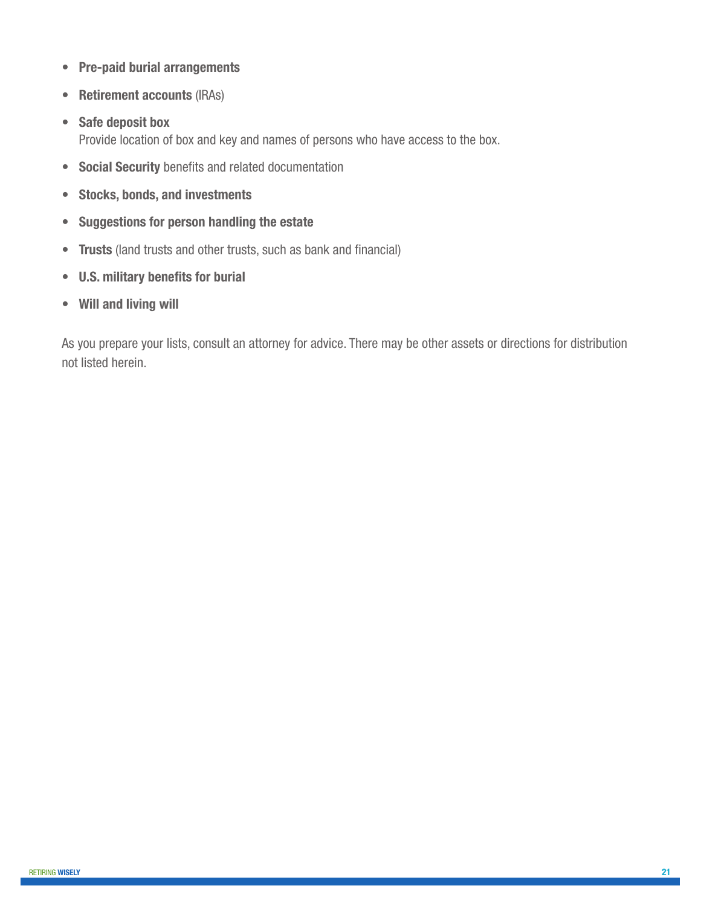- **Pre-paid burial arrangements**
- **Retirement accounts** (IRAs)
- **Safe deposit box**
  Provide location of box and key and names of persons who have access to the box.
- **Social Security** benefits and related documentation
- **Stocks, bonds, and investments**
- **Suggestions for person handling the estate**
- **Trusts** (land trusts and other trusts, such as bank and financial)
- **U.S. military benefits for burial**
- **Will and living will**

As you prepare your lists, consult an attorney for advice. There may be other assets or directions for distribution not listed herein.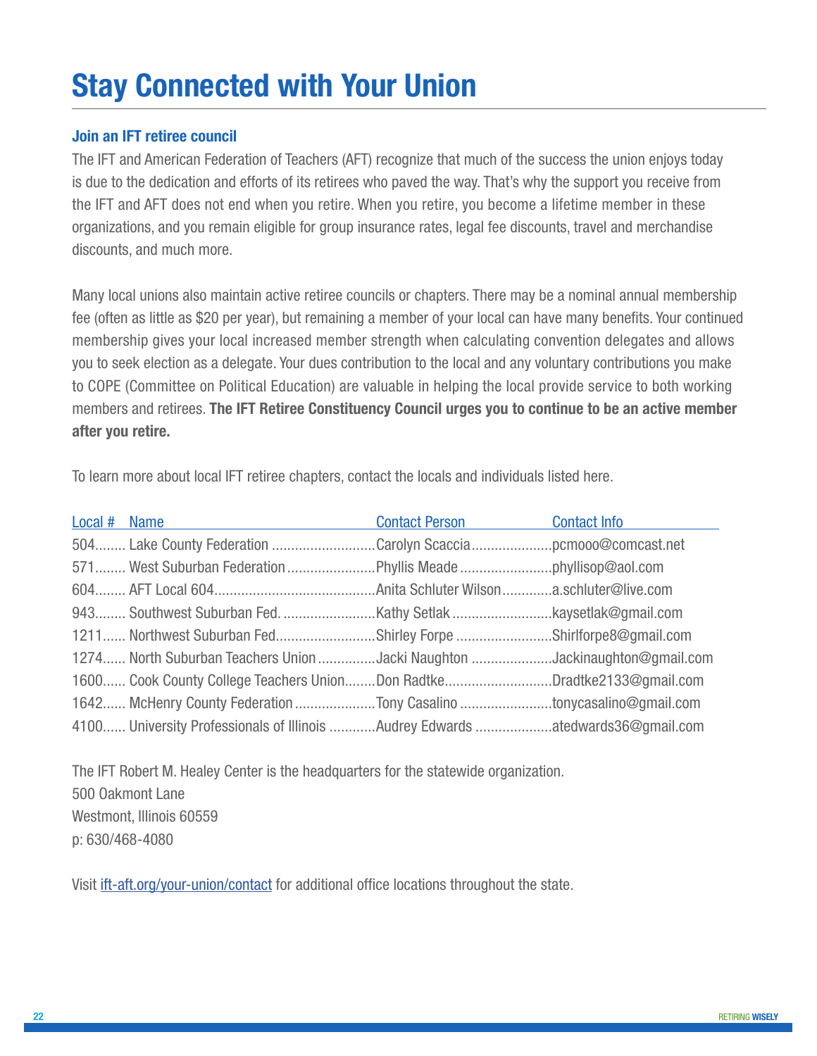# Stay Connected with Your Union

### Join an IFT retiree council

The IFT and American Federation of Teachers (AFT) recognize that much of the success the union enjoys today is due to the dedication and efforts of its retirees who paved the way. That's why the support you receive from the IFT and AFT does not end when you retire. When you retire, you become a lifetime member in these organizations, and you remain eligible for group insurance rates, legal fee discounts, travel and merchandise discounts, and much more.

Many local unions also maintain active retiree councils or chapters. There may be a nominal annual membership fee (often as little as $20 per year), but remaining a member of your local can have many benefits. Your continued membership gives your local increased member strength when calculating convention delegates and allows you to seek election as a delegate. Your dues contribution to the local and any voluntary contributions you make to COPE (Committee on Political Education) are valuable in helping the local provide service to both working members and retirees. **The IFT Retiree Constituency Council urges you to continue to be an active member after you retire.**

To learn more about local IFT retiree chapters, contact the locals and individuals listed here.

| Local # | Name | Contact Person | Contact Info |
|---|---|---|---|
| 504 | Lake County Federation | Carolyn Scaccia | pcmooo@comcast.net |
| 571 | West Suburban Federation | Phyllis Meade | phyllisop@aol.com |
| 604 | AFT Local 604 | Anita Schluter Wilson | a.schluter@live.com |
| 943 | Southwest Suburban Fed. | Kathy Setlak | kaysetlak@gmail.com |
| 1211 | Northwest Suburban Fed | Shirley Forpe | Shirlforpe8@gmail.com |
| 1274 | North Suburban Teachers Union | Jacki Naughton | Jackinaughton@gmail.com |
| 1600 | Cook County College Teachers Union | Don Radtke | Dradtke2133@gmail.com |
| 1642 | McHenry County Federation | Tony Casalino | tonycasalino@gmail.com |
| 4100 | University Professionals of Illinois | Audrey Edwards | atedwards36@gmail.com |

The IFT Robert M. Healey Center is the headquarters for the statewide organization.  
500 Oakmont Lane  
Westmont, Illinois 60559  
p: 630/468-4080

Visit ift-aft.org/your-union/contact for additional office locations throughout the state.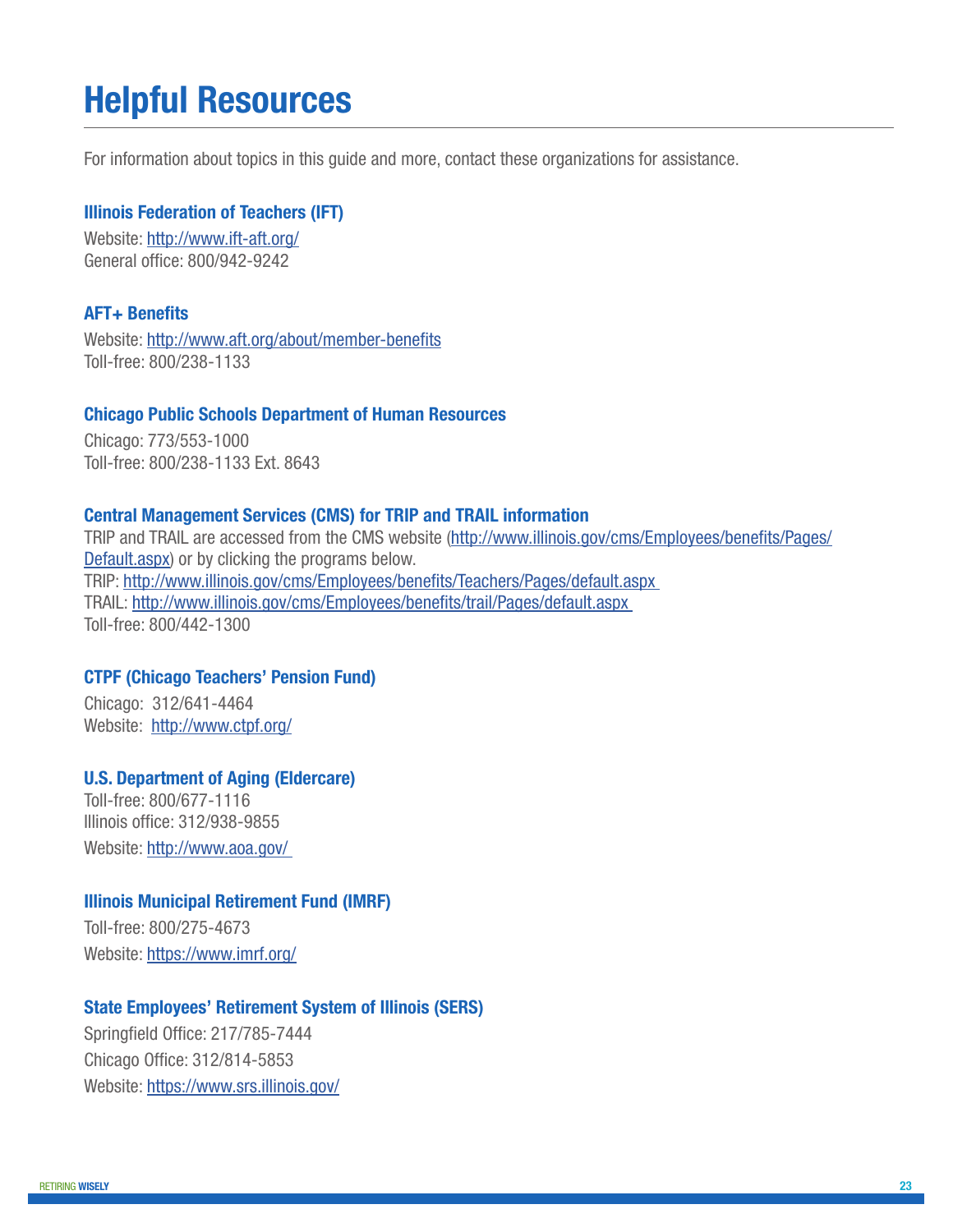# Helpful Resources

For information about topics in this guide and more, contact these organizations for assistance.

### Illinois Federation of Teachers (IFT)

Website: http://www.ift-aft.org/
General office: 800/942-9242

### AFT+ Benefits

Website: http://www.aft.org/about/member-benefits
Toll-free: 800/238-1133

### Chicago Public Schools Department of Human Resources

Chicago: 773/553-1000
Toll-free: 800/238-1133 Ext. 8643

### Central Management Services (CMS) for TRIP and TRAIL information

TRIP and TRAIL are accessed from the CMS website (http://www.illinois.gov/cms/Employees/benefits/Pages/Default.aspx) or by clicking the programs below.
TRIP: http://www.illinois.gov/cms/Employees/benefits/Teachers/Pages/default.aspx
TRAIL: http://www.illinois.gov/cms/Employees/benefits/trail/Pages/default.aspx
Toll-free: 800/442-1300

### CTPF (Chicago Teachers' Pension Fund)

Chicago: 312/641-4464
Website: http://www.ctpf.org/

### U.S. Department of Aging (Eldercare)

Toll-free: 800/677-1116
Illinois office: 312/938-9855
Website: http://www.aoa.gov/

### Illinois Municipal Retirement Fund (IMRF)

Toll-free: 800/275-4673
Website: https://www.imrf.org/

### State Employees' Retirement System of Illinois (SERS)

Springfield Office: 217/785-7444
Chicago Office: 312/814-5853
Website: https://www.srs.illinois.gov/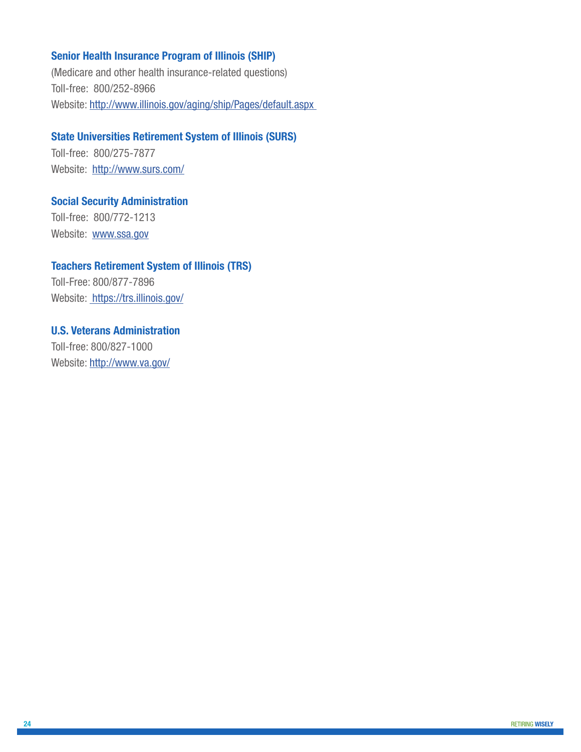### Senior Health Insurance Program of Illinois (SHIP)

(Medicare and other health insurance-related questions)
Toll-free: 800/252-8966
Website: http://www.illinois.gov/aging/ship/Pages/default.aspx

### State Universities Retirement System of Illinois (SURS)

Toll-free: 800/275-7877
Website: http://www.surs.com/

### Social Security Administration

Toll-free: 800/772-1213
Website: www.ssa.gov

### Teachers Retirement System of Illinois (TRS)

Toll-Free: 800/877-7896
Website: https://trs.illinois.gov/

### U.S. Veterans Administration

Toll-free: 800/827-1000
Website: http://www.va.gov/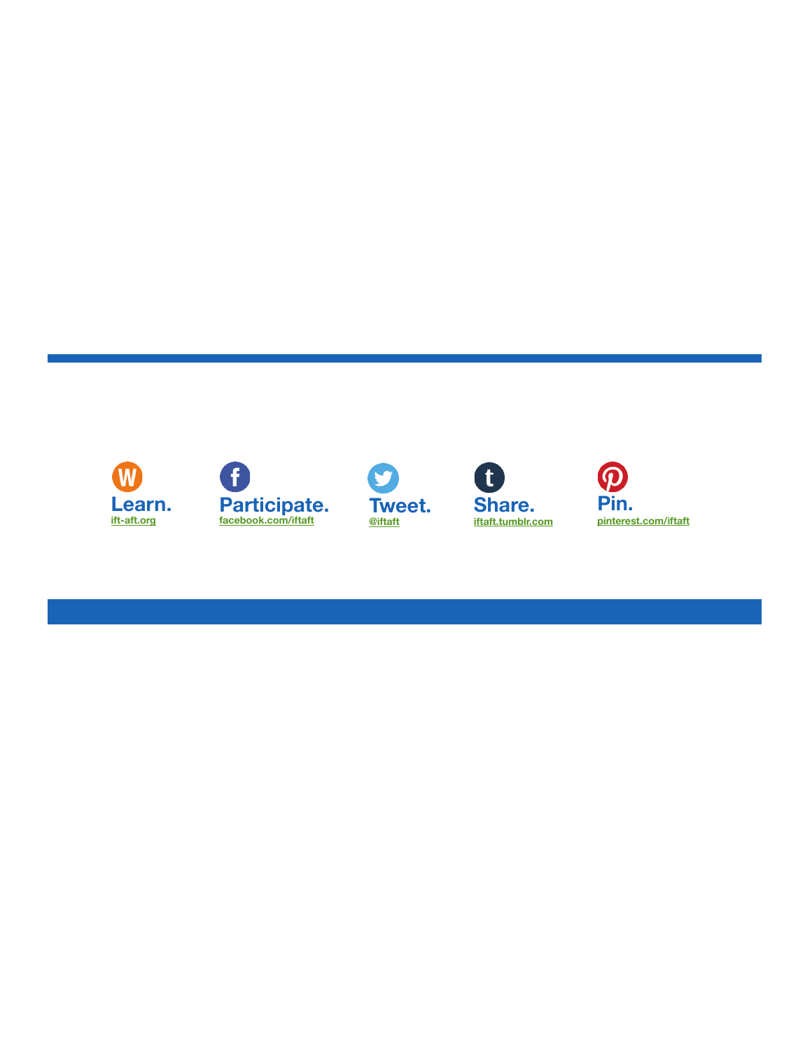**Learn.**
ift-aft.org

**Participate.**
facebook.com/iftaft

**Tweet.**
@iftaft

**Share.**
iftaft.tumblr.com

**Pin.**
pinterest.com/iftaft